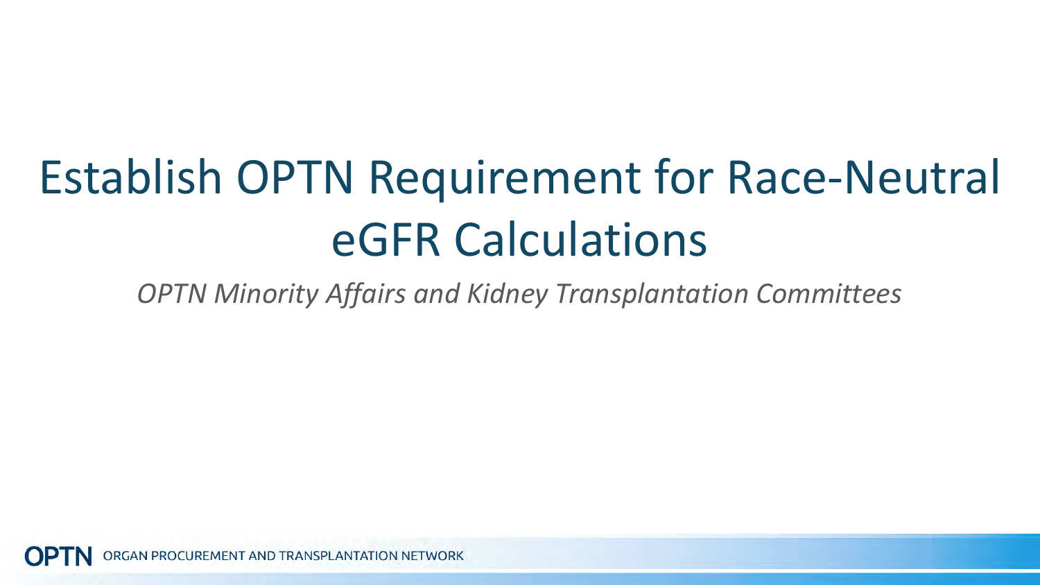# Establish OPTN Requirement for Race-Neutral eGFR Calculations

*OPTN Minority Affairs and Kidney Transplantation Committees*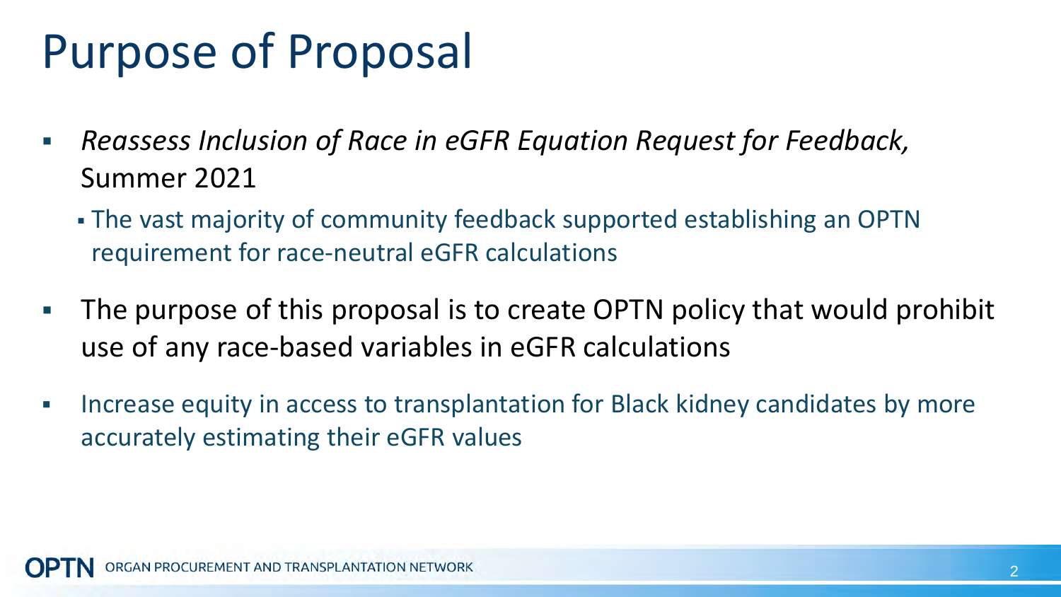# Purpose of Proposal

- *Reassess Inclusion of Race in eGFR Equation Request for Feedback,* Summer 2021
  - The vast majority of community feedback supported establishing an OPTN requirement for race-neutral eGFR calculations
- The purpose of this proposal is to create OPTN policy that would prohibit use of any race-based variables in eGFR calculations
- Increase equity in access to transplantation for Black kidney candidates by more accurately estimating their eGFR values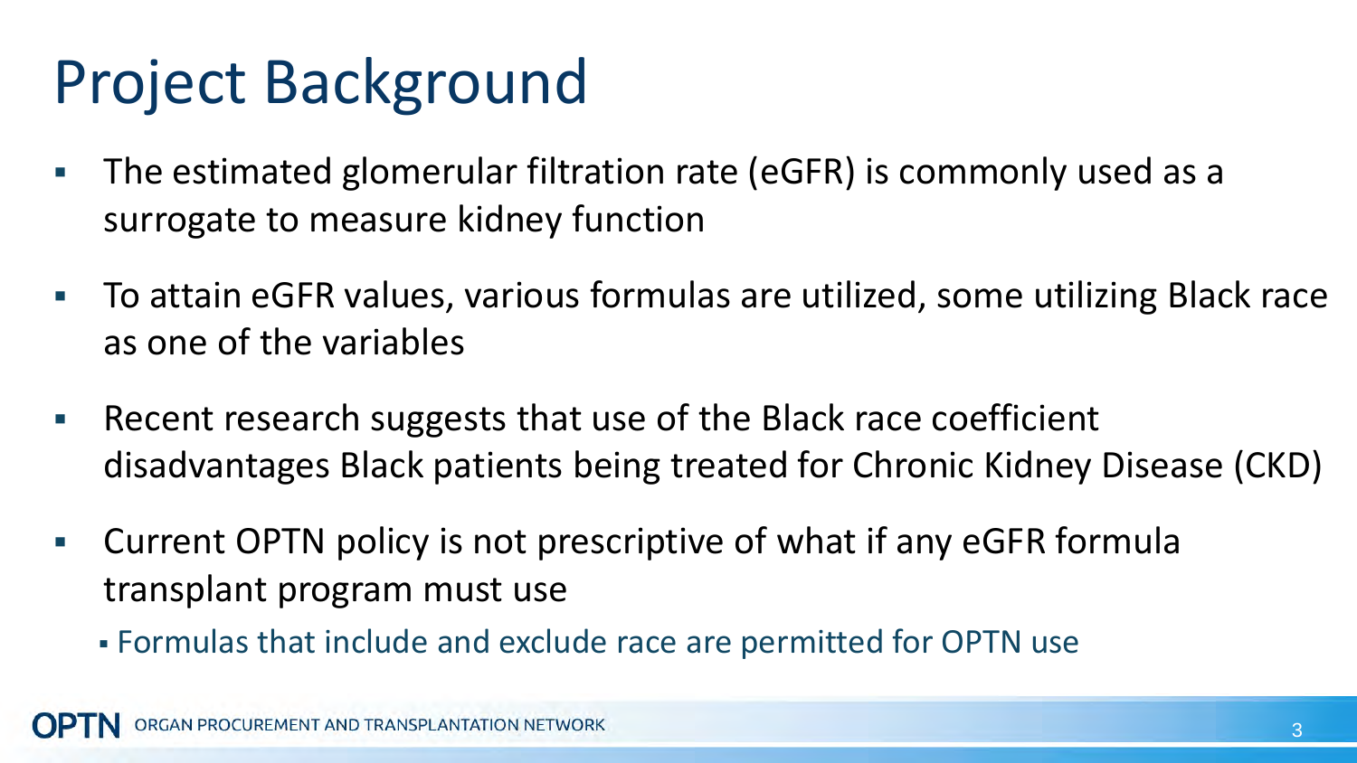# Project Background

- The estimated glomerular filtration rate (eGFR) is commonly used as a surrogate to measure kidney function
- To attain eGFR values, various formulas are utilized, some utilizing Black race as one of the variables
- Recent research suggests that use of the Black race coefficient disadvantages Black patients being treated for Chronic Kidney Disease (CKD)
- Current OPTN policy is not prescriptive of what if any eGFR formula transplant program must use
  - Formulas that include and exclude race are permitted for OPTN use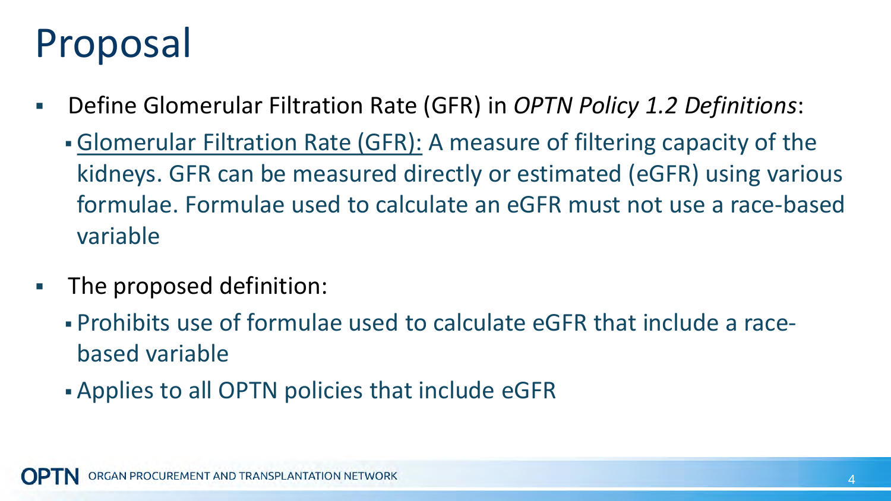# Proposal

- Define Glomerular Filtration Rate (GFR) in *OPTN Policy 1.2 Definitions*:
  - <u>Glomerular Filtration Rate (GFR):</u> A measure of filtering capacity of the kidneys. GFR can be measured directly or estimated (eGFR) using various formulae. Formulae used to calculate an eGFR must not use a race-based variable
- The proposed definition:
  - Prohibits use of formulae used to calculate eGFR that include a race-based variable
  - Applies to all OPTN policies that include eGFR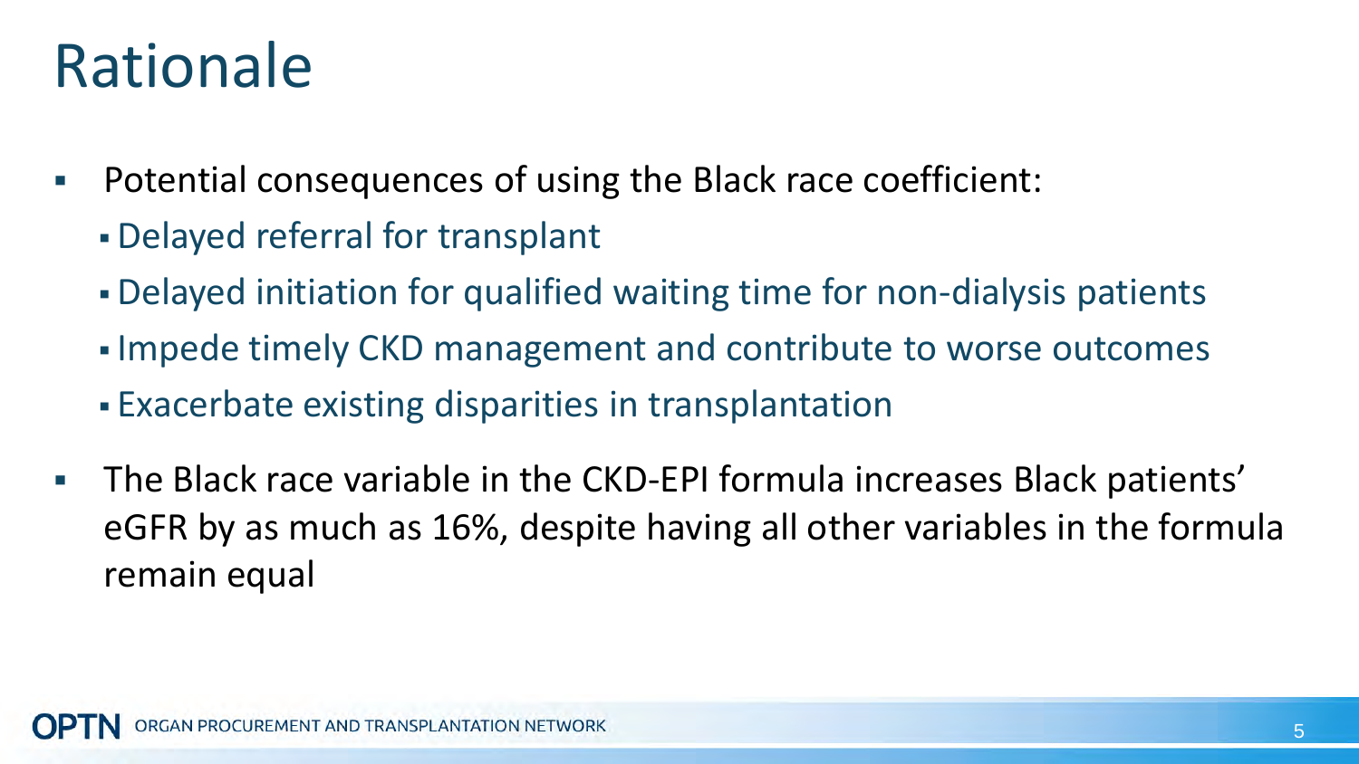# Rationale

- Potential consequences of using the Black race coefficient:
  - Delayed referral for transplant
  - Delayed initiation for qualified waiting time for non-dialysis patients
  - Impede timely CKD management and contribute to worse outcomes
  - Exacerbate existing disparities in transplantation
- The Black race variable in the CKD-EPI formula increases Black patients' eGFR by as much as 16%, despite having all other variables in the formula remain equal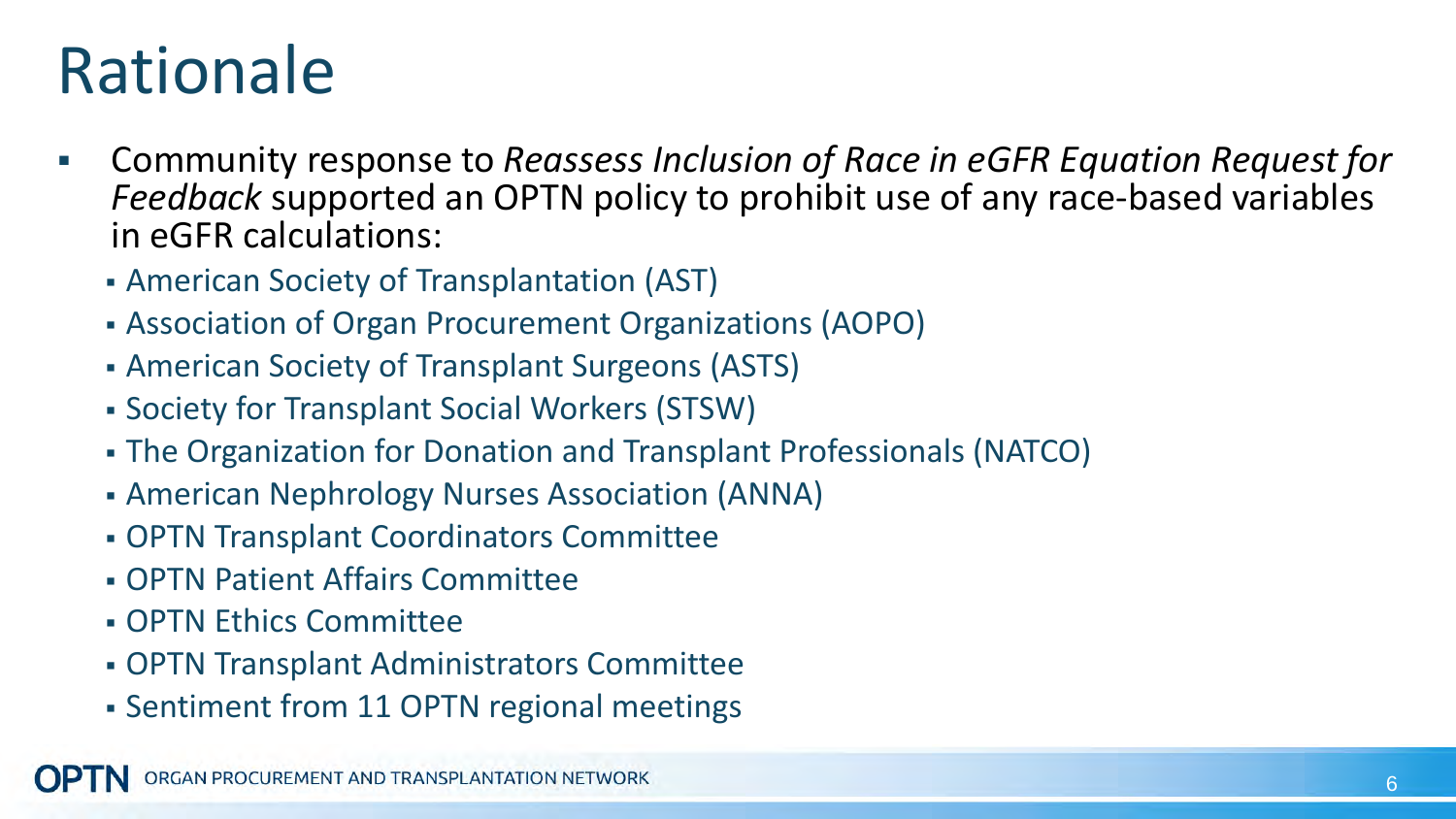# Rationale

- Community response to *Reassess Inclusion of Race in eGFR Equation Request for Feedback* supported an OPTN policy to prohibit use of any race-based variables in eGFR calculations:
  - American Society of Transplantation (AST)
  - Association of Organ Procurement Organizations (AOPO)
  - American Society of Transplant Surgeons (ASTS)
  - Society for Transplant Social Workers (STSW)
  - The Organization for Donation and Transplant Professionals (NATCO)
  - American Nephrology Nurses Association (ANNA)
  - OPTN Transplant Coordinators Committee
  - OPTN Patient Affairs Committee
  - OPTN Ethics Committee
  - OPTN Transplant Administrators Committee
  - Sentiment from 11 OPTN regional meetings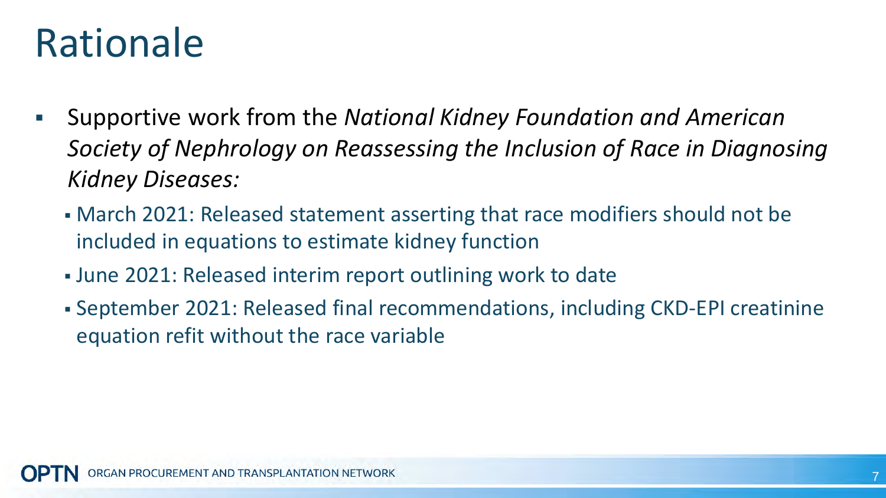# Rationale

- Supportive work from the *National Kidney Foundation and American Society of Nephrology on Reassessing the Inclusion of Race in Diagnosing Kidney Diseases:*
  - March 2021: Released statement asserting that race modifiers should not be included in equations to estimate kidney function
  - June 2021: Released interim report outlining work to date
  - September 2021: Released final recommendations, including CKD-EPI creatinine equation refit without the race variable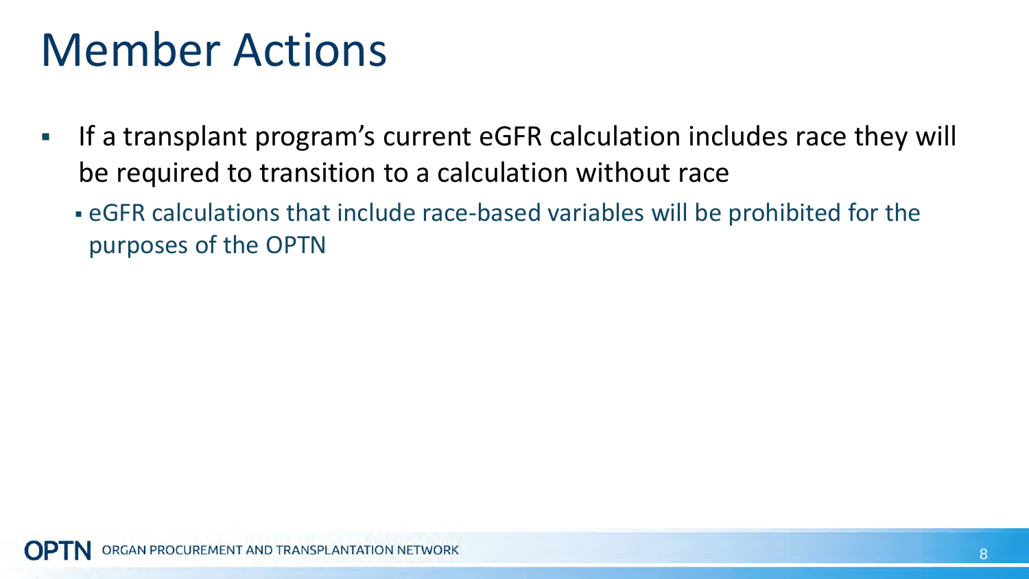# Member Actions

- If a transplant program's current eGFR calculation includes race they will be required to transition to a calculation without race
  - eGFR calculations that include race-based variables will be prohibited for the purposes of the OPTN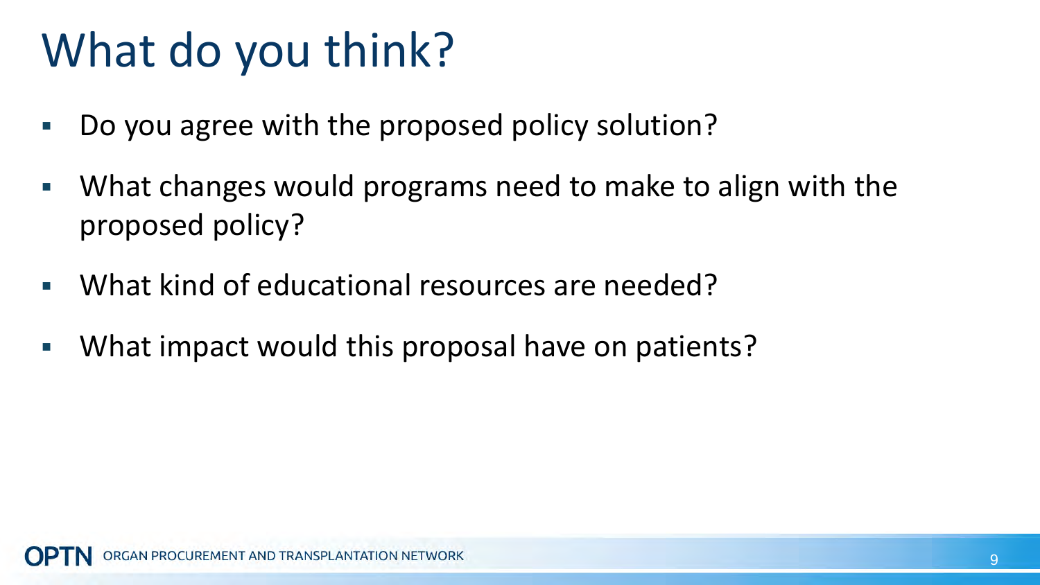# What do you think?

- Do you agree with the proposed policy solution?
- What changes would programs need to make to align with the proposed policy?
- What kind of educational resources are needed?
- What impact would this proposal have on patients?